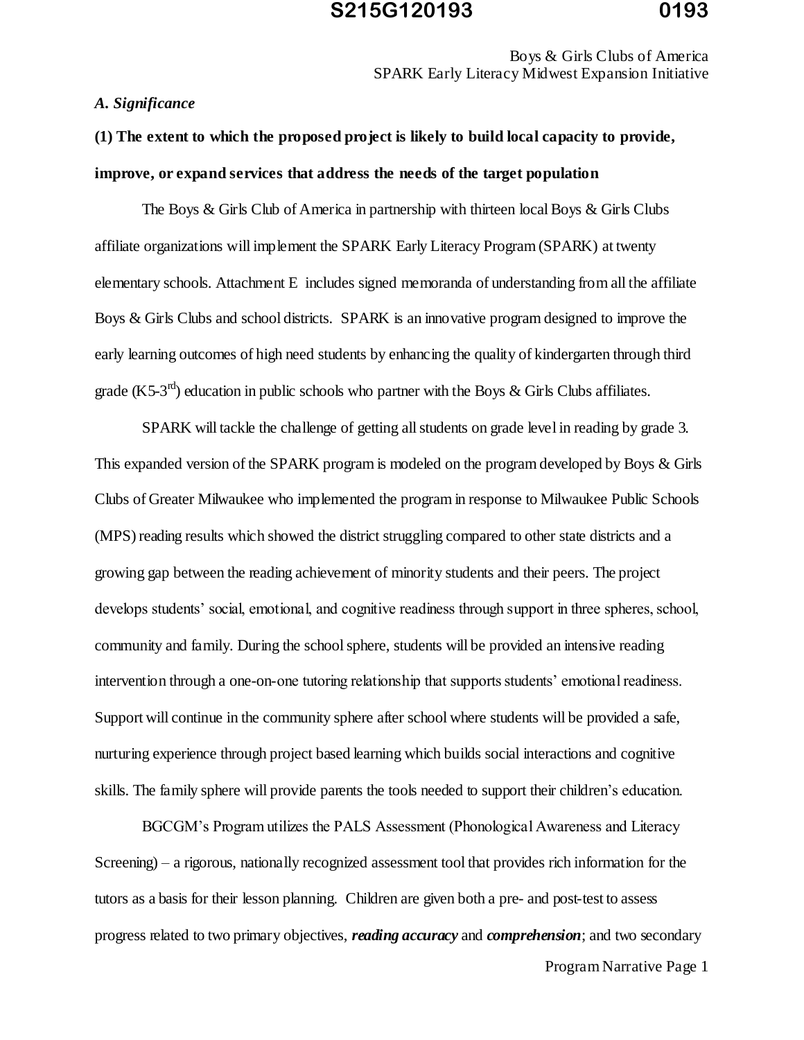## A. Significance

### (1) The extent to which the proposed project is likely to build local capacity to provide, improve, or expand services that address the needs of the target population

The Boys & Girls Club of America in partnership with thirteen local Boys & Girls Clubs affiliate organizations will implement the SPARK Early Literacy Program (SPARK) at twenty elementary schools. Attachment E includes signed memoranda of understanding from all the affiliate Boys & Girls Clubs and school districts. SPARK is an innovative program designed to improve the early learning outcomes of high need students by enhancing the quality of kindergarten through third grade (K5-3rd) education in public schools who partner with the Boys & Girls Clubs affiliates.

SPARK will tackle the challenge of getting all students on grade level in reading by grade 3. This expanded version of the SPARK program is modeled on the program developed by Boys & Girls Clubs of Greater Milwaukee who implemented the program in response to Milwaukee Public Schools (MPS) reading results which showed the district struggling compared to other state districts and a growing gap between the reading achievement of minority students and their peers. The project develops students' social, emotional, and cognitive readiness through support in three spheres, school, community and family. During the school sphere, students will be provided an intensive reading intervention through a one-on-one tutoring relationship that supports students' emotional readiness. Support will continue in the community sphere after school where students will be provided a safe, nurturing experience through project based learning which builds social interactions and cognitive skills. The family sphere will provide parents the tools needed to support their children's education.

BGCGM's Program utilizes the PALS Assessment (Phonological Awareness and Literacy Screening) – a rigorous, nationally recognized assessment tool that provides rich information for the tutors as a basis for their lesson planning. Children are given both a pre- and post-test to assess progress related to two primary objectives, ***reading accuracy*** and ***comprehension***; and two secondary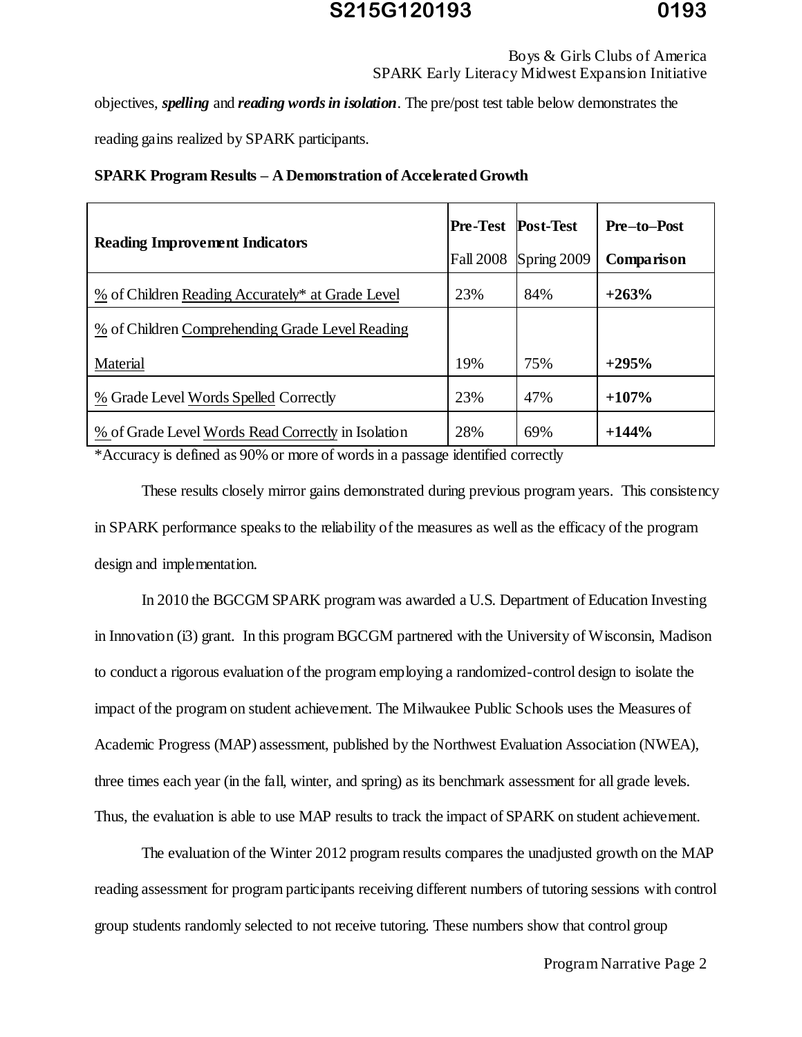objectives, ***spelling*** and ***reading words in isolation***. The pre/post test table below demonstrates the reading gains realized by SPARK participants.

**SPARK Program Results – A Demonstration of Accelerated Growth**

| **Reading Improvement Indicators** | **Pre-Test** Fall 2008 | **Post-Test** Spring 2009 | **Pre–to–Post Comparison** |
|---|---|---|---|
| % of Children Reading Accurately* at Grade Level | 23% | 84% | **+263%** |
| % of Children Comprehending Grade Level Reading Material | 19% | 75% | **+295%** |
| % Grade Level Words Spelled Correctly | 23% | 47% | **+107%** |
| % of Grade Level Words Read Correctly in Isolation | 28% | 69% | **+144%** |

*Accuracy is defined as 90% or more of words in a passage identified correctly

These results closely mirror gains demonstrated during previous program years. This consistency in SPARK performance speaks to the reliability of the measures as well as the efficacy of the program design and implementation.

In 2010 the BGCGM SPARK program was awarded a U.S. Department of Education Investing in Innovation (i3) grant. In this program BGCGM partnered with the University of Wisconsin, Madison to conduct a rigorous evaluation of the program employing a randomized-control design to isolate the impact of the program on student achievement. The Milwaukee Public Schools uses the Measures of Academic Progress (MAP) assessment, published by the Northwest Evaluation Association (NWEA), three times each year (in the fall, winter, and spring) as its benchmark assessment for all grade levels. Thus, the evaluation is able to use MAP results to track the impact of SPARK on student achievement.

The evaluation of the Winter 2012 program results compares the unadjusted growth on the MAP reading assessment for program participants receiving different numbers of tutoring sessions with control group students randomly selected to not receive tutoring. These numbers show that control group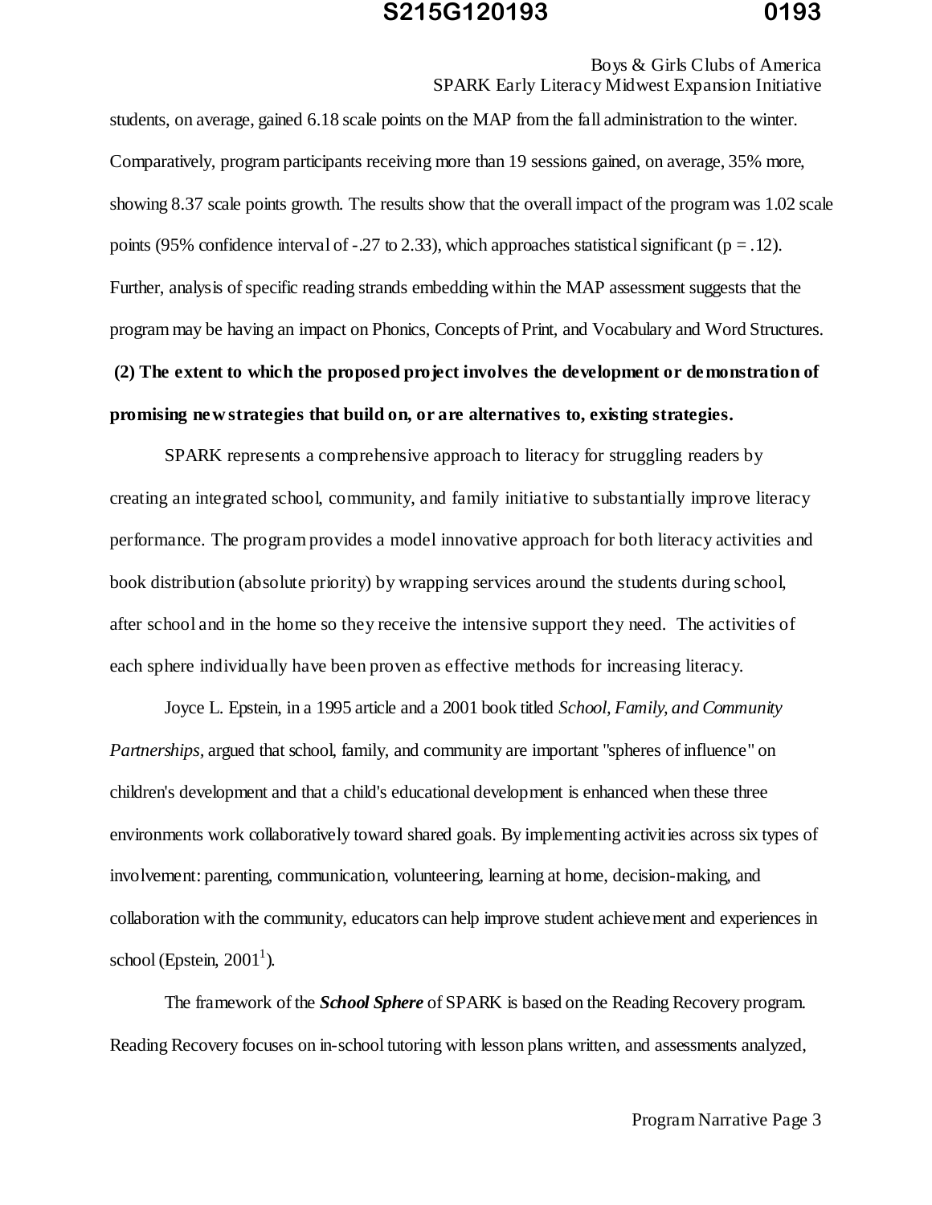students, on average, gained 6.18 scale points on the MAP from the fall administration to the winter. Comparatively, program participants receiving more than 19 sessions gained, on average, 35% more, showing 8.37 scale points growth. The results show that the overall impact of the program was 1.02 scale points (95% confidence interval of -.27 to 2.33), which approaches statistical significant ($p = .12$). Further, analysis of specific reading strands embedding within the MAP assessment suggests that the program may be having an impact on Phonics, Concepts of Print, and Vocabulary and Word Structures.

**(2) The extent to which the proposed project involves the development or demonstration of promising new strategies that build on, or are alternatives to, existing strategies.**

SPARK represents a comprehensive approach to literacy for struggling readers by creating an integrated school, community, and family initiative to substantially improve literacy performance. The program provides a model innovative approach for both literacy activities and book distribution (absolute priority) by wrapping services around the students during school, after school and in the home so they receive the intensive support they need. The activities of each sphere individually have been proven as effective methods for increasing literacy.

Joyce L. Epstein, in a 1995 article and a 2001 book titled *School, Family, and Community Partnerships*, argued that school, family, and community are important "spheres of influence" on children's development and that a child's educational development is enhanced when these three environments work collaboratively toward shared goals. By implementing activities across six types of involvement: parenting, communication, volunteering, learning at home, decision-making, and collaboration with the community, educators can help improve student achievement and experiences in school (Epstein, 2001[1]).

The framework of the ***School Sphere*** of SPARK is based on the Reading Recovery program. Reading Recovery focuses on in-school tutoring with lesson plans written, and assessments analyzed,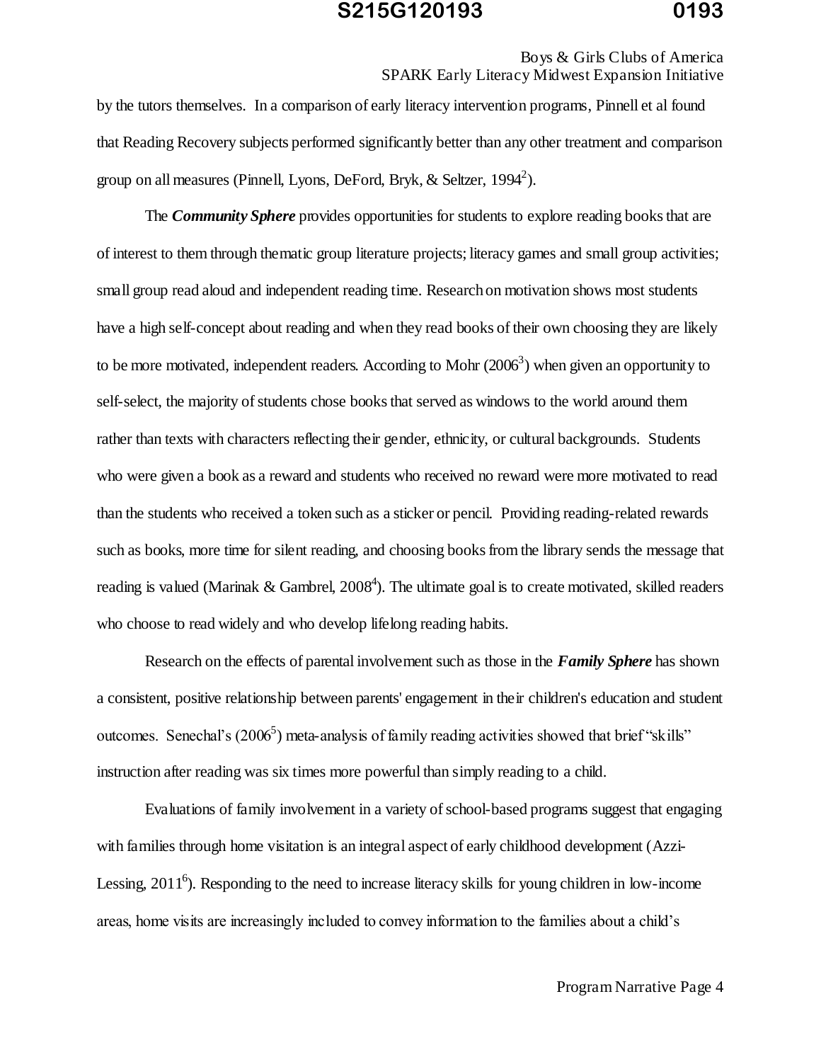by the tutors themselves. In a comparison of early literacy intervention programs, Pinnell et al found that Reading Recovery subjects performed significantly better than any other treatment and comparison group on all measures (Pinnell, Lyons, DeFord, Bryk, & Seltzer, 1994[2]).

The ***Community Sphere*** provides opportunities for students to explore reading books that are of interest to them through thematic group literature projects; literacy games and small group activities; small group read aloud and independent reading time. Research on motivation shows most students have a high self-concept about reading and when they read books of their own choosing they are likely to be more motivated, independent readers. According to Mohr (2006[3]) when given an opportunity to self-select, the majority of students chose books that served as windows to the world around them rather than texts with characters reflecting their gender, ethnicity, or cultural backgrounds. Students who were given a book as a reward and students who received no reward were more motivated to read than the students who received a token such as a sticker or pencil. Providing reading-related rewards such as books, more time for silent reading, and choosing books from the library sends the message that reading is valued (Marinak & Gambrel, 2008[4]). The ultimate goal is to create motivated, skilled readers who choose to read widely and who develop lifelong reading habits.

Research on the effects of parental involvement such as those in the ***Family Sphere*** has shown a consistent, positive relationship between parents' engagement in their children's education and student outcomes. Senechal's (2006[5]) meta-analysis of family reading activities showed that brief "skills" instruction after reading was six times more powerful than simply reading to a child.

Evaluations of family involvement in a variety of school-based programs suggest that engaging with families through home visitation is an integral aspect of early childhood development (Azzi-Lessing, 2011[6]). Responding to the need to increase literacy skills for young children in low-income areas, home visits are increasingly included to convey information to the families about a child's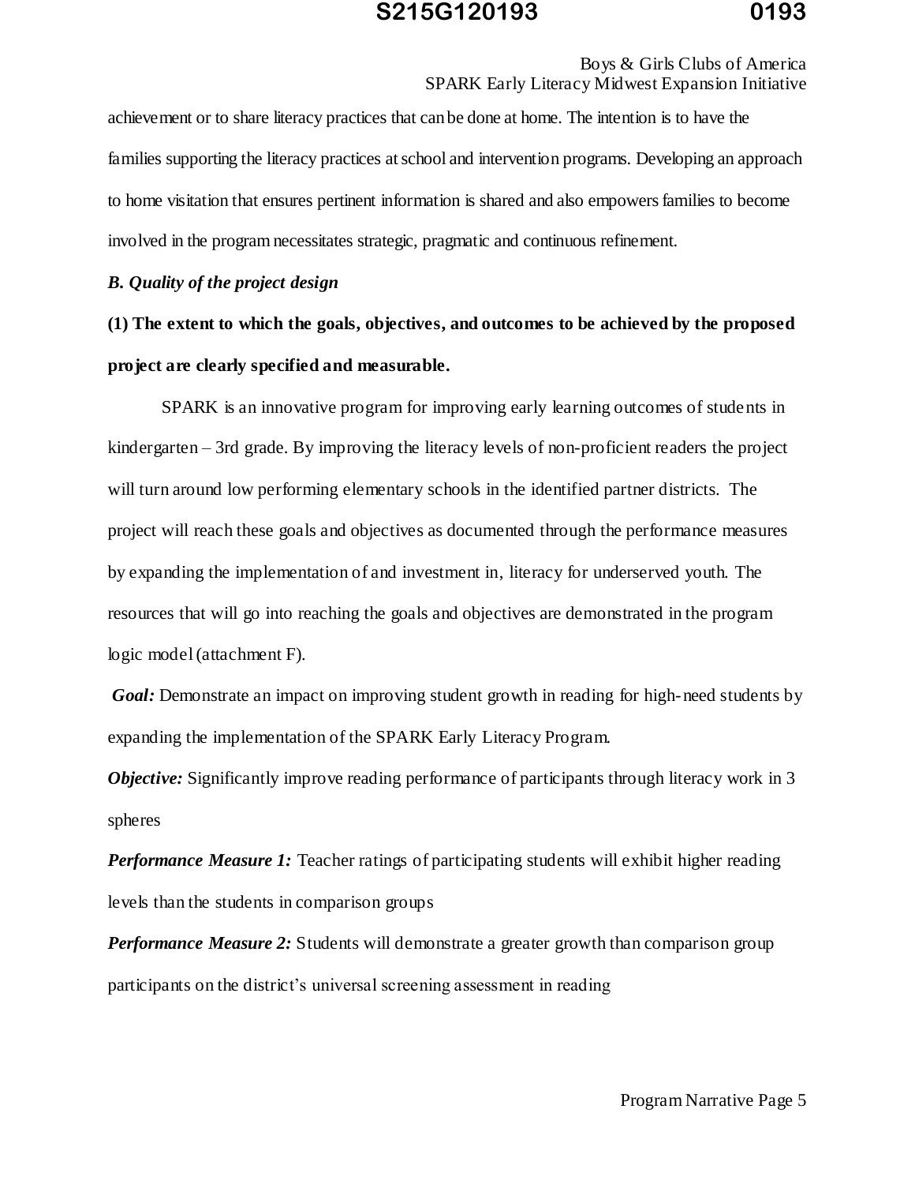achievement or to share literacy practices that can be done at home. The intention is to have the families supporting the literacy practices at school and intervention programs. Developing an approach to home visitation that ensures pertinent information is shared and also empowers families to become involved in the program necessitates strategic, pragmatic and continuous refinement.

### *B. Quality of the project design*

**(1) The extent to which the goals, objectives, and outcomes to be achieved by the proposed project are clearly specified and measurable.**

SPARK is an innovative program for improving early learning outcomes of students in kindergarten – 3rd grade. By improving the literacy levels of non-proficient readers the project will turn around low performing elementary schools in the identified partner districts. The project will reach these goals and objectives as documented through the performance measures by expanding the implementation of and investment in, literacy for underserved youth. The resources that will go into reaching the goals and objectives are demonstrated in the program logic model (attachment F).

***Goal:*** Demonstrate an impact on improving student growth in reading for high-need students by expanding the implementation of the SPARK Early Literacy Program.

***Objective:*** Significantly improve reading performance of participants through literacy work in 3 spheres

***Performance Measure 1:*** Teacher ratings of participating students will exhibit higher reading levels than the students in comparison groups

***Performance Measure 2:*** Students will demonstrate a greater growth than comparison group participants on the district's universal screening assessment in reading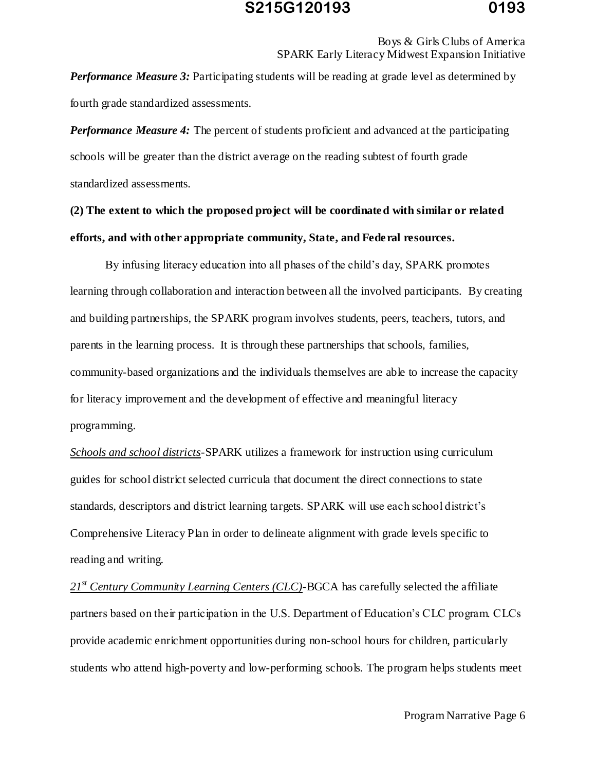***Performance Measure 3:*** Participating students will be reading at grade level as determined by fourth grade standardized assessments.

***Performance Measure 4:*** The percent of students proficient and advanced at the participating schools will be greater than the district average on the reading subtest of fourth grade standardized assessments.

**(2) The extent to which the proposed project will be coordinated with similar or related efforts, and with other appropriate community, State, and Federal resources.**

By infusing literacy education into all phases of the child's day, SPARK promotes learning through collaboration and interaction between all the involved participants. By creating and building partnerships, the SPARK program involves students, peers, teachers, tutors, and parents in the learning process. It is through these partnerships that schools, families, community-based organizations and the individuals themselves are able to increase the capacity for literacy improvement and the development of effective and meaningful literacy programming.

*Schools and school districts*-SPARK utilizes a framework for instruction using curriculum guides for school district selected curricula that document the direct connections to state standards, descriptors and district learning targets. SPARK will use each school district's Comprehensive Literacy Plan in order to delineate alignment with grade levels specific to reading and writing.

*21st Century Community Learning Centers (CLC)*-BGCA has carefully selected the affiliate partners based on their participation in the U.S. Department of Education's CLC program. CLCs provide academic enrichment opportunities during non-school hours for children, particularly students who attend high-poverty and low-performing schools. The program helps students meet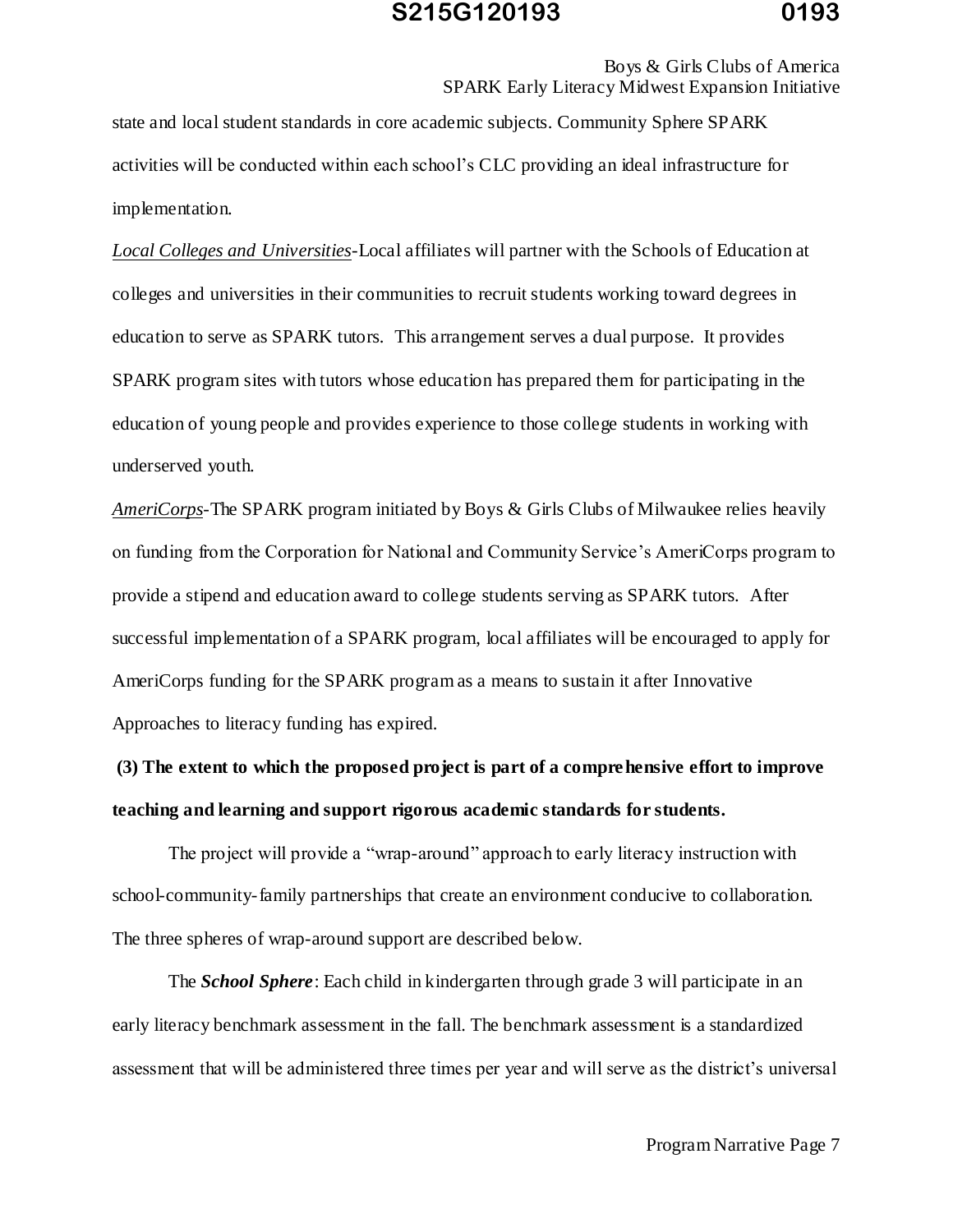state and local student standards in core academic subjects. Community Sphere SPARK activities will be conducted within each school's CLC providing an ideal infrastructure for implementation.

*Local Colleges and Universities*-Local affiliates will partner with the Schools of Education at colleges and universities in their communities to recruit students working toward degrees in education to serve as SPARK tutors. This arrangement serves a dual purpose. It provides SPARK program sites with tutors whose education has prepared them for participating in the education of young people and provides experience to those college students in working with underserved youth.

*AmeriCorps*-The SPARK program initiated by Boys & Girls Clubs of Milwaukee relies heavily on funding from the Corporation for National and Community Service's AmeriCorps program to provide a stipend and education award to college students serving as SPARK tutors. After successful implementation of a SPARK program, local affiliates will be encouraged to apply for AmeriCorps funding for the SPARK program as a means to sustain it after Innovative Approaches to literacy funding has expired.

**(3) The extent to which the proposed project is part of a comprehensive effort to improve teaching and learning and support rigorous academic standards for students.**

The project will provide a "wrap-around" approach to early literacy instruction with school-community-family partnerships that create an environment conducive to collaboration. The three spheres of wrap-around support are described below.

The ***School Sphere***: Each child in kindergarten through grade 3 will participate in an early literacy benchmark assessment in the fall. The benchmark assessment is a standardized assessment that will be administered three times per year and will serve as the district's universal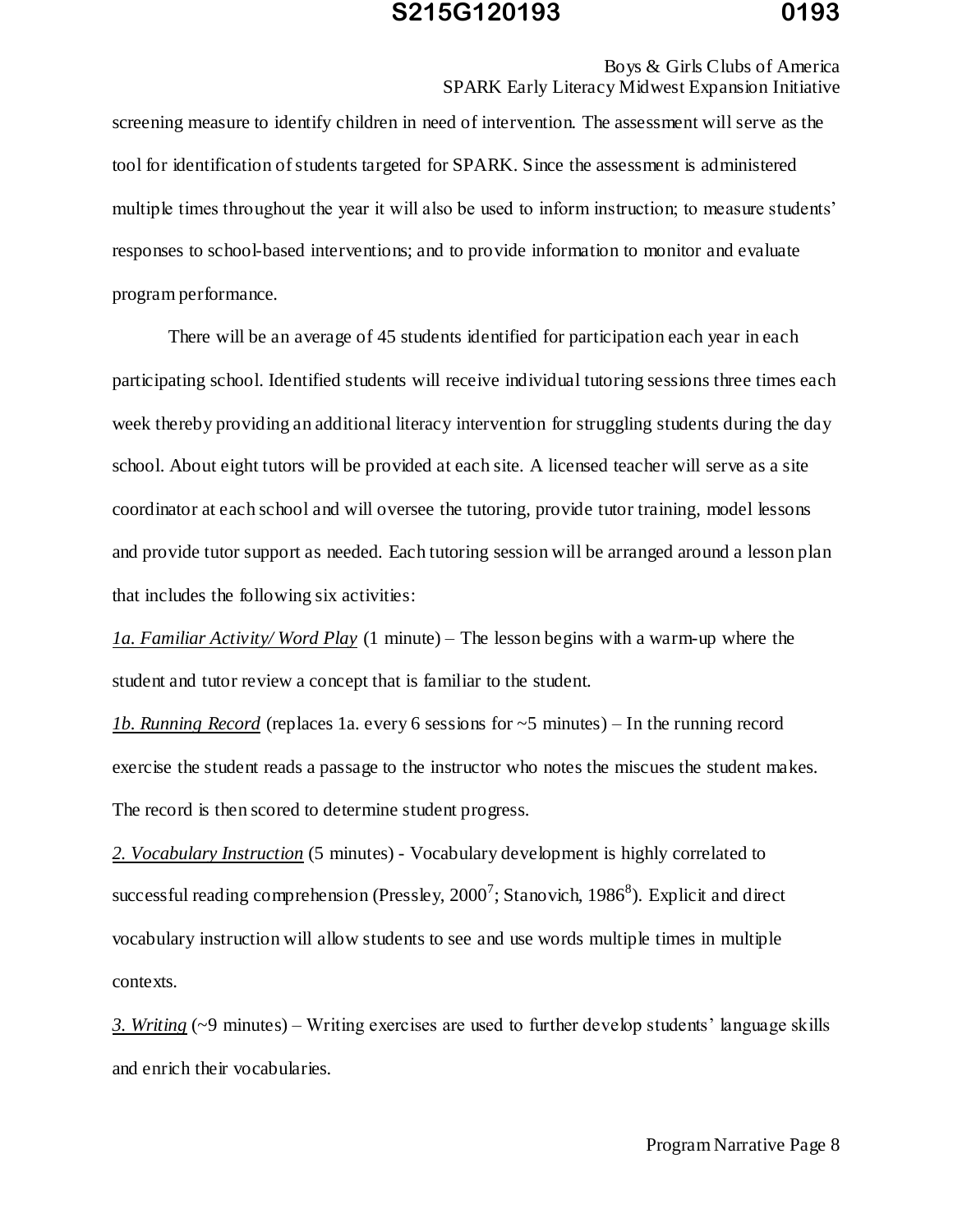screening measure to identify children in need of intervention. The assessment will serve as the tool for identification of students targeted for SPARK. Since the assessment is administered multiple times throughout the year it will also be used to inform instruction; to measure students' responses to school-based interventions; and to provide information to monitor and evaluate program performance.

There will be an average of 45 students identified for participation each year in each participating school. Identified students will receive individual tutoring sessions three times each week thereby providing an additional literacy intervention for struggling students during the day school. About eight tutors will be provided at each site. A licensed teacher will serve as a site coordinator at each school and will oversee the tutoring, provide tutor training, model lessons and provide tutor support as needed. Each tutoring session will be arranged around a lesson plan that includes the following six activities:

*1a. Familiar Activity/ Word Play* (1 minute) – The lesson begins with a warm-up where the student and tutor review a concept that is familiar to the student.

*1b. Running Record* (replaces 1a. every 6 sessions for ~5 minutes) – In the running record exercise the student reads a passage to the instructor who notes the miscues the student makes. The record is then scored to determine student progress.

*2. Vocabulary Instruction* (5 minutes) - Vocabulary development is highly correlated to successful reading comprehension (Pressley, 2000[7]; Stanovich, 1986[8]). Explicit and direct vocabulary instruction will allow students to see and use words multiple times in multiple contexts.

*3. Writing* (~9 minutes) – Writing exercises are used to further develop students' language skills and enrich their vocabularies.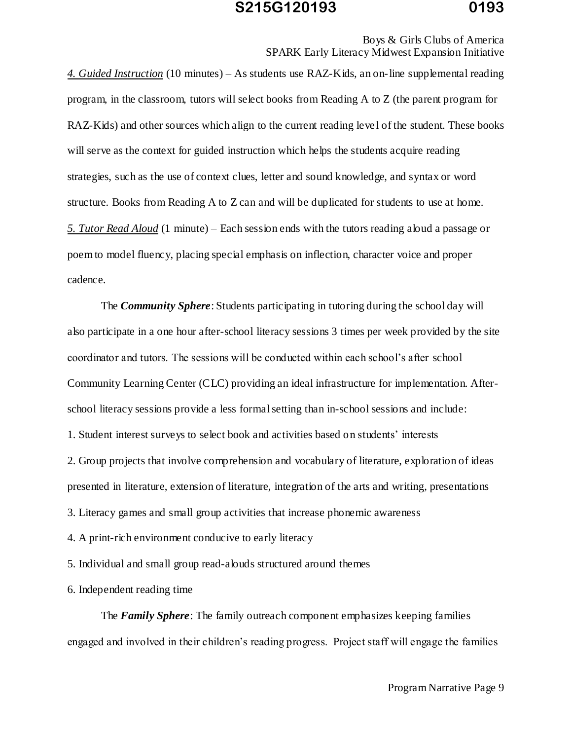*4. Guided Instruction* (10 minutes) – As students use RAZ-Kids, an on-line supplemental reading program, in the classroom, tutors will select books from Reading A to Z (the parent program for RAZ-Kids) and other sources which align to the current reading level of the student. These books will serve as the context for guided instruction which helps the students acquire reading strategies, such as the use of context clues, letter and sound knowledge, and syntax or word structure. Books from Reading A to Z can and will be duplicated for students to use at home.

*5. Tutor Read Aloud* (1 minute) – Each session ends with the tutors reading aloud a passage or poem to model fluency, placing special emphasis on inflection, character voice and proper cadence.

The ***Community Sphere***: Students participating in tutoring during the school day will also participate in a one hour after-school literacy sessions 3 times per week provided by the site coordinator and tutors. The sessions will be conducted within each school's after school Community Learning Center (CLC) providing an ideal infrastructure for implementation. After-school literacy sessions provide a less formal setting than in-school sessions and include:

1. Student interest surveys to select book and activities based on students' interests
2. Group projects that involve comprehension and vocabulary of literature, exploration of ideas presented in literature, extension of literature, integration of the arts and writing, presentations
3. Literacy games and small group activities that increase phonemic awareness
4. A print-rich environment conducive to early literacy
5. Individual and small group read-alouds structured around themes
6. Independent reading time

The ***Family Sphere***: The family outreach component emphasizes keeping families engaged and involved in their children's reading progress. Project staff will engage the families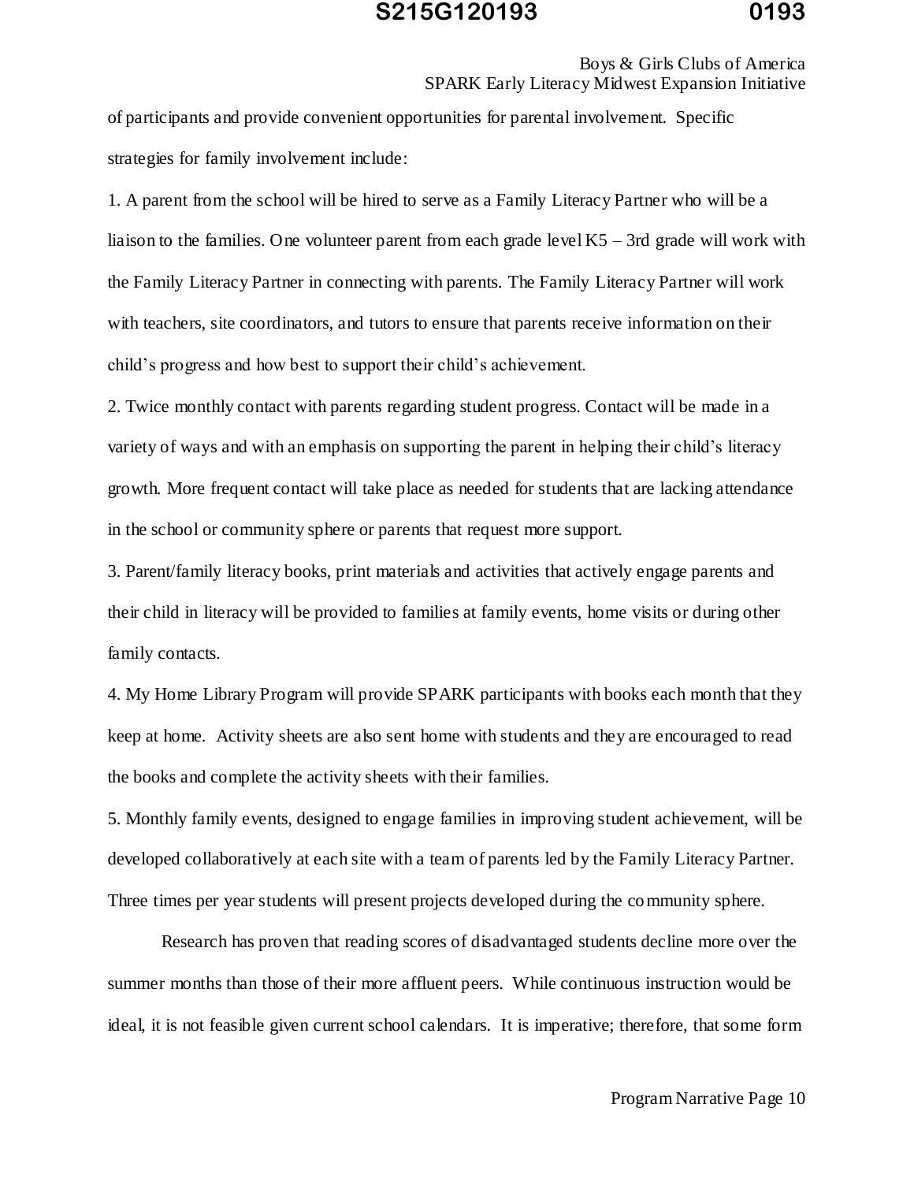of participants and provide convenient opportunities for parental involvement. Specific strategies for family involvement include:

1. A parent from the school will be hired to serve as a Family Literacy Partner who will be a liaison to the families. One volunteer parent from each grade level K5 – 3rd grade will work with the Family Literacy Partner in connecting with parents. The Family Literacy Partner will work with teachers, site coordinators, and tutors to ensure that parents receive information on their child's progress and how best to support their child's achievement.
2. Twice monthly contact with parents regarding student progress. Contact will be made in a variety of ways and with an emphasis on supporting the parent in helping their child's literacy growth. More frequent contact will take place as needed for students that are lacking attendance in the school or community sphere or parents that request more support.
3. Parent/family literacy books, print materials and activities that actively engage parents and their child in literacy will be provided to families at family events, home visits or during other family contacts.
4. My Home Library Program will provide SPARK participants with books each month that they keep at home. Activity sheets are also sent home with students and they are encouraged to read the books and complete the activity sheets with their families.
5. Monthly family events, designed to engage families in improving student achievement, will be developed collaboratively at each site with a team of parents led by the Family Literacy Partner. Three times per year students will present projects developed during the community sphere.

Research has proven that reading scores of disadvantaged students decline more over the summer months than those of their more affluent peers. While continuous instruction would be ideal, it is not feasible given current school calendars. It is imperative; therefore, that some form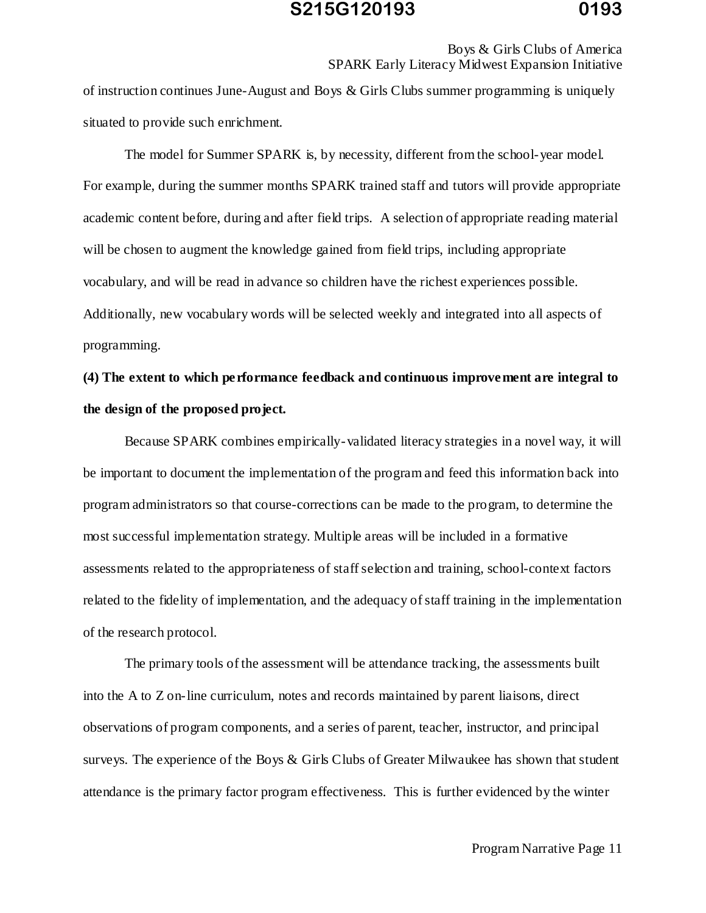of instruction continues June-August and Boys & Girls Clubs summer programming is uniquely situated to provide such enrichment.

The model for Summer SPARK is, by necessity, different from the school-year model. For example, during the summer months SPARK trained staff and tutors will provide appropriate academic content before, during and after field trips. A selection of appropriate reading material will be chosen to augment the knowledge gained from field trips, including appropriate vocabulary, and will be read in advance so children have the richest experiences possible. Additionally, new vocabulary words will be selected weekly and integrated into all aspects of programming.

**(4) The extent to which performance feedback and continuous improvement are integral to the design of the proposed project.**

Because SPARK combines empirically-validated literacy strategies in a novel way, it will be important to document the implementation of the program and feed this information back into program administrators so that course-corrections can be made to the program, to determine the most successful implementation strategy. Multiple areas will be included in a formative assessments related to the appropriateness of staff selection and training, school-context factors related to the fidelity of implementation, and the adequacy of staff training in the implementation of the research protocol.

The primary tools of the assessment will be attendance tracking, the assessments built into the A to Z on-line curriculum, notes and records maintained by parent liaisons, direct observations of program components, and a series of parent, teacher, instructor, and principal surveys. The experience of the Boys & Girls Clubs of Greater Milwaukee has shown that student attendance is the primary factor program effectiveness. This is further evidenced by the winter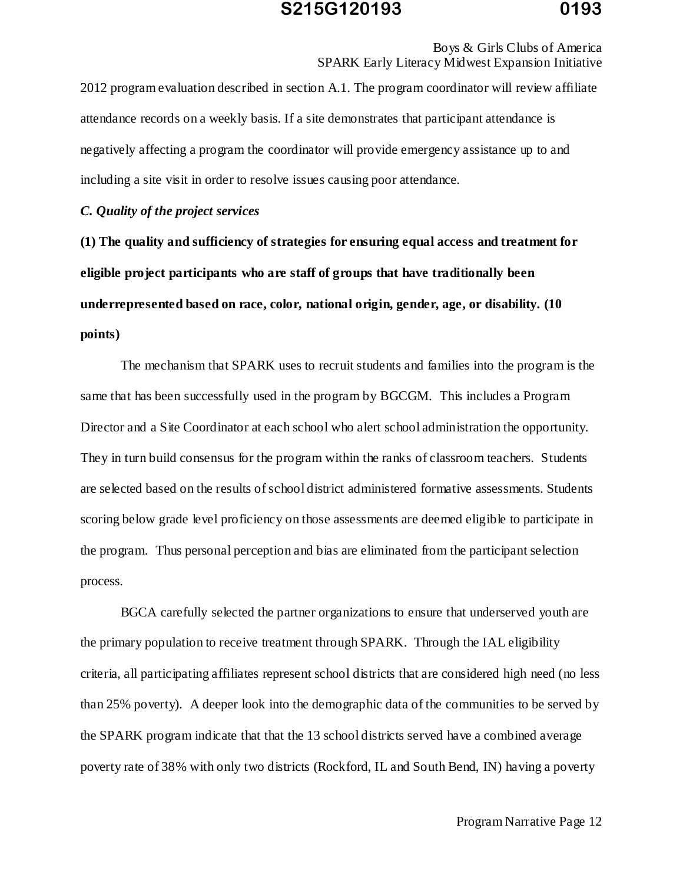2012 program evaluation described in section A.1. The program coordinator will review affiliate attendance records on a weekly basis. If a site demonstrates that participant attendance is negatively affecting a program the coordinator will provide emergency assistance up to and including a site visit in order to resolve issues causing poor attendance.

***C. Quality of the project services***

**(1) The quality and sufficiency of strategies for ensuring equal access and treatment for eligible project participants who are staff of groups that have traditionally been underrepresented based on race, color, national origin, gender, age, or disability. (10 points)**

The mechanism that SPARK uses to recruit students and families into the program is the same that has been successfully used in the program by BGCGM. This includes a Program Director and a Site Coordinator at each school who alert school administration the opportunity. They in turn build consensus for the program within the ranks of classroom teachers. Students are selected based on the results of school district administered formative assessments. Students scoring below grade level proficiency on those assessments are deemed eligible to participate in the program. Thus personal perception and bias are eliminated from the participant selection process.

BGCA carefully selected the partner organizations to ensure that underserved youth are the primary population to receive treatment through SPARK. Through the IAL eligibility criteria, all participating affiliates represent school districts that are considered high need (no less than 25% poverty). A deeper look into the demographic data of the communities to be served by the SPARK program indicate that that the 13 school districts served have a combined average poverty rate of 38% with only two districts (Rockford, IL and South Bend, IN) having a poverty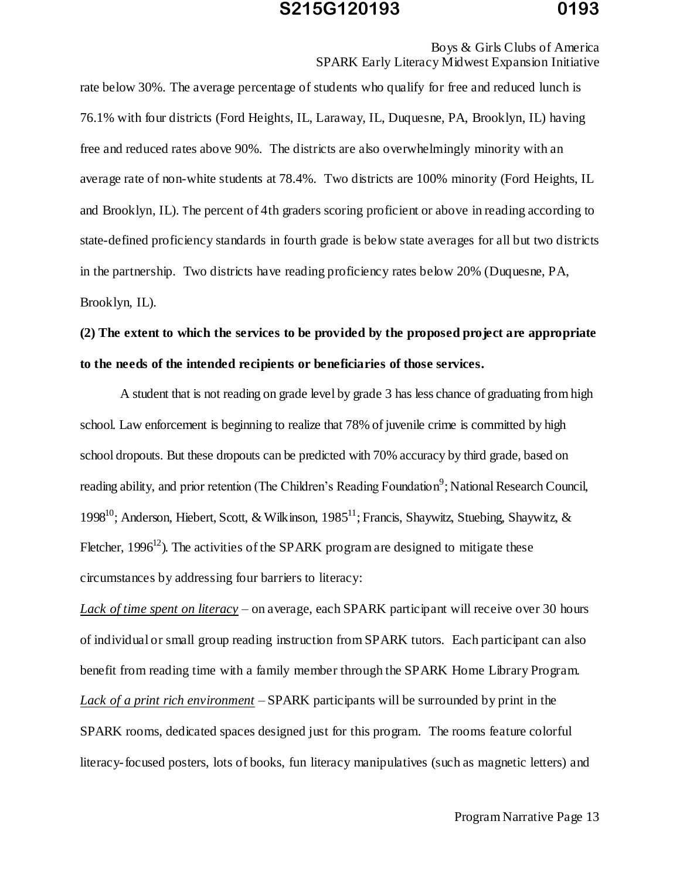rate below 30%. The average percentage of students who qualify for free and reduced lunch is 76.1% with four districts (Ford Heights, IL, Laraway, IL, Duquesne, PA, Brooklyn, IL) having free and reduced rates above 90%. The districts are also overwhelmingly minority with an average rate of non-white students at 78.4%. Two districts are 100% minority (Ford Heights, IL and Brooklyn, IL). The percent of 4th graders scoring proficient or above in reading according to state-defined proficiency standards in fourth grade is below state averages for all but two districts in the partnership. Two districts have reading proficiency rates below 20% (Duquesne, PA, Brooklyn, IL).

**(2) The extent to which the services to be provided by the proposed project are appropriate to the needs of the intended recipients or beneficiaries of those services.**

A student that is not reading on grade level by grade 3 has less chance of graduating from high school. Law enforcement is beginning to realize that 78% of juvenile crime is committed by high school dropouts. But these dropouts can be predicted with 70% accuracy by third grade, based on reading ability, and prior retention (The Children's Reading Foundation[9]; National Research Council, 1998[10]; Anderson, Hiebert, Scott, & Wilkinson, 1985[11]; Francis, Shaywitz, Stuebing, Shaywitz, & Fletcher, 1996[12]). The activities of the SPARK program are designed to mitigate these circumstances by addressing four barriers to literacy:

*Lack of time spent on literacy* – on average, each SPARK participant will receive over 30 hours of individual or small group reading instruction from SPARK tutors. Each participant can also benefit from reading time with a family member through the SPARK Home Library Program.

*Lack of a print rich environment* – SPARK participants will be surrounded by print in the SPARK rooms, dedicated spaces designed just for this program. The rooms feature colorful literacy-focused posters, lots of books, fun literacy manipulatives (such as magnetic letters) and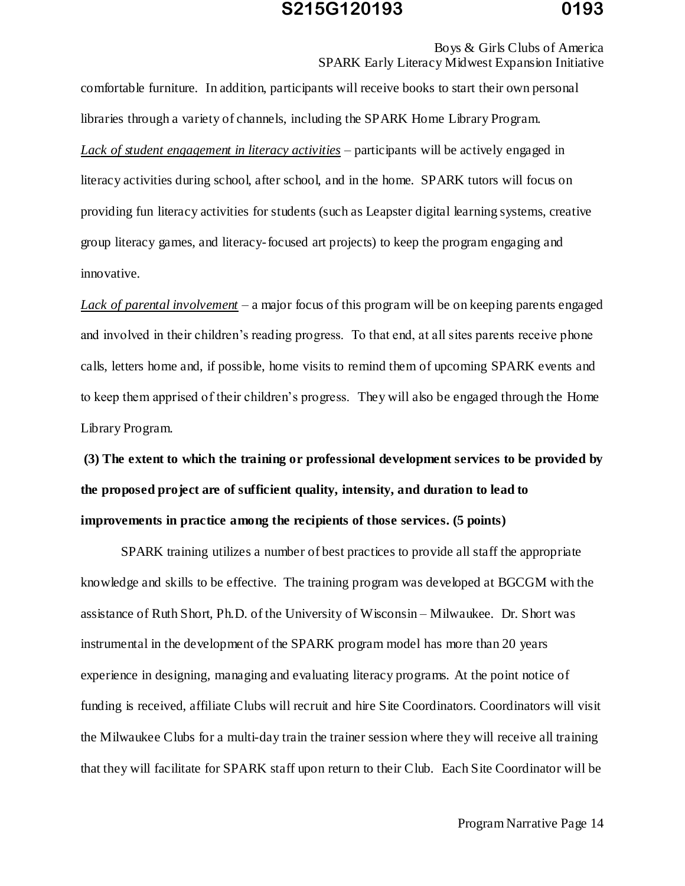comfortable furniture. In addition, participants will receive books to start their own personal libraries through a variety of channels, including the SPARK Home Library Program.

*Lack of student engagement in literacy activities* – participants will be actively engaged in literacy activities during school, after school, and in the home. SPARK tutors will focus on providing fun literacy activities for students (such as Leapster digital learning systems, creative group literacy games, and literacy-focused art projects) to keep the program engaging and innovative.

*Lack of parental involvement* – a major focus of this program will be on keeping parents engaged and involved in their children's reading progress. To that end, at all sites parents receive phone calls, letters home and, if possible, home visits to remind them of upcoming SPARK events and to keep them apprised of their children's progress. They will also be engaged through the Home Library Program.

**(3) The extent to which the training or professional development services to be provided by the proposed project are of sufficient quality, intensity, and duration to lead to improvements in practice among the recipients of those services. (5 points)**

SPARK training utilizes a number of best practices to provide all staff the appropriate knowledge and skills to be effective. The training program was developed at BGCGM with the assistance of Ruth Short, Ph.D. of the University of Wisconsin – Milwaukee. Dr. Short was instrumental in the development of the SPARK program model has more than 20 years experience in designing, managing and evaluating literacy programs. At the point notice of funding is received, affiliate Clubs will recruit and hire Site Coordinators. Coordinators will visit the Milwaukee Clubs for a multi-day train the trainer session where they will receive all training that they will facilitate for SPARK staff upon return to their Club. Each Site Coordinator will be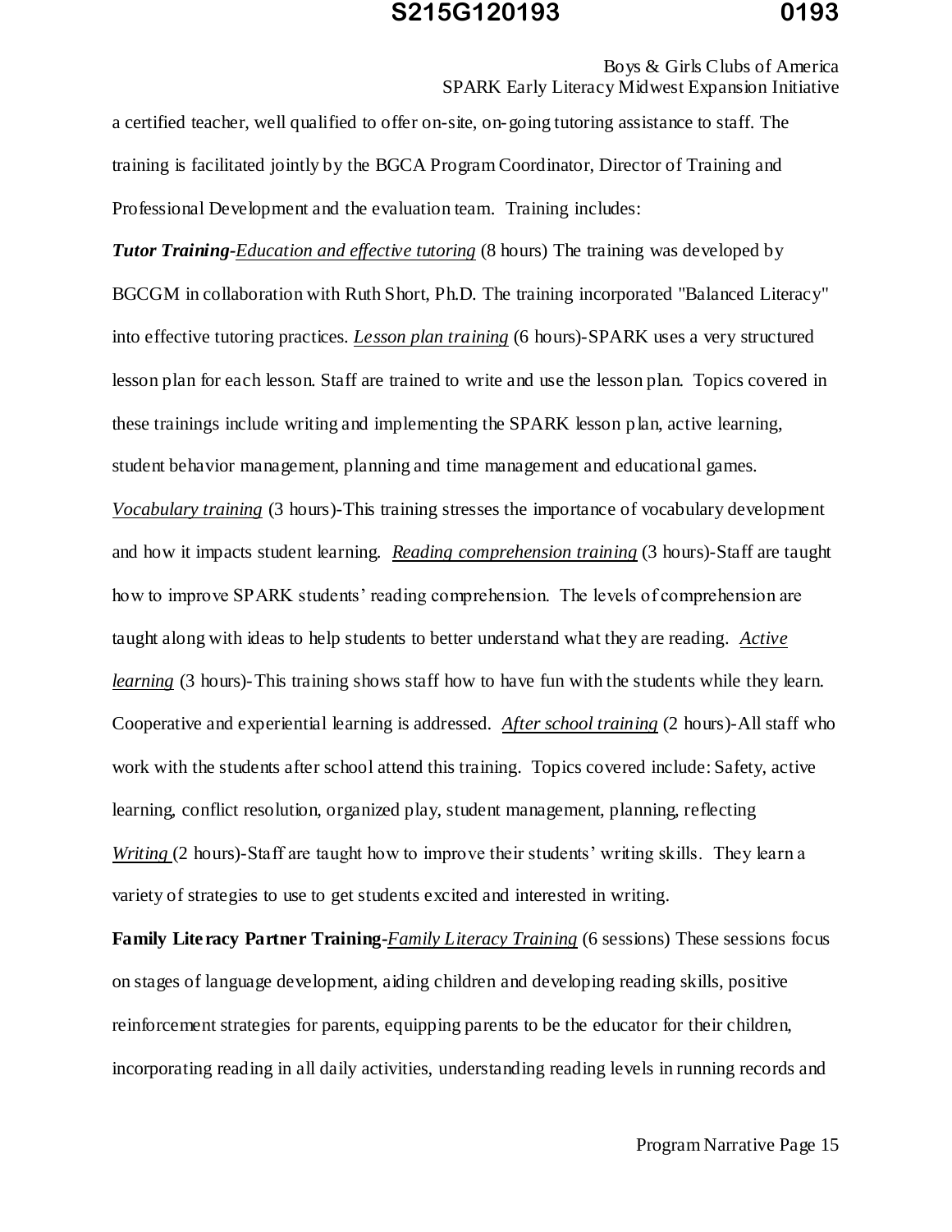a certified teacher, well qualified to offer on-site, on-going tutoring assistance to staff. The training is facilitated jointly by the BGCA Program Coordinator, Director of Training and Professional Development and the evaluation team. Training includes:

***Tutor Training***-*Education and effective tutoring* (8 hours) The training was developed by BGCGM in collaboration with Ruth Short, Ph.D. The training incorporated "Balanced Literacy" into effective tutoring practices. *Lesson plan training* (6 hours)-SPARK uses a very structured lesson plan for each lesson. Staff are trained to write and use the lesson plan. Topics covered in these trainings include writing and implementing the SPARK lesson plan, active learning, student behavior management, planning and time management and educational games. *Vocabulary training* (3 hours)-This training stresses the importance of vocabulary development and how it impacts student learning. *Reading comprehension training* (3 hours)-Staff are taught how to improve SPARK students' reading comprehension. The levels of comprehension are taught along with ideas to help students to better understand what they are reading. *Active learning* (3 hours)-This training shows staff how to have fun with the students while they learn. Cooperative and experiential learning is addressed. *After school training* (2 hours)-All staff who work with the students after school attend this training. Topics covered include: Safety, active learning, conflict resolution, organized play, student management, planning, reflecting *Writing* (2 hours)-Staff are taught how to improve their students' writing skills. They learn a variety of strategies to use to get students excited and interested in writing.

**Family Literacy Partner Training**-*Family Literacy Training* (6 sessions) These sessions focus on stages of language development, aiding children and developing reading skills, positive reinforcement strategies for parents, equipping parents to be the educator for their children, incorporating reading in all daily activities, understanding reading levels in running records and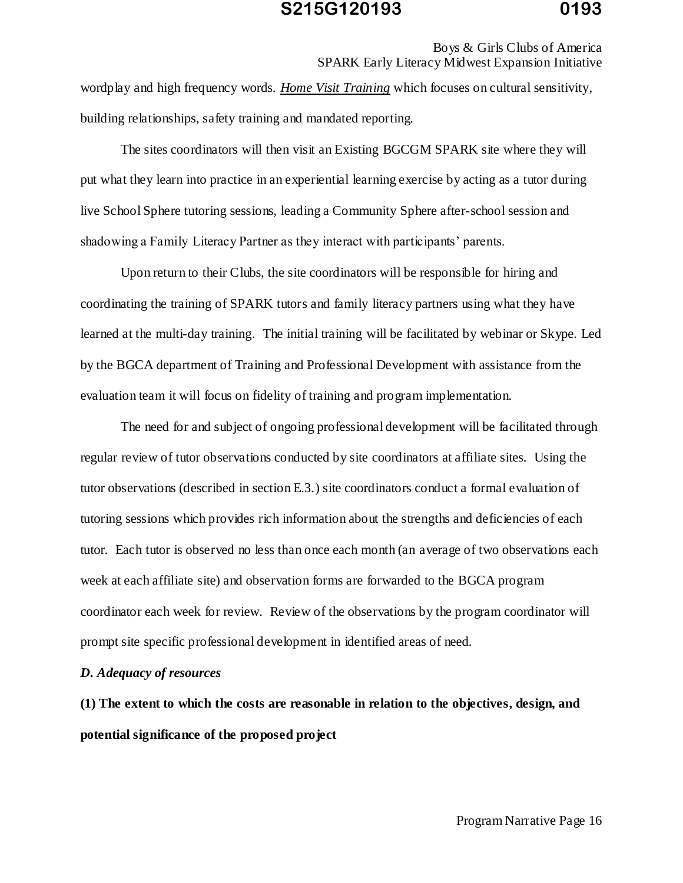wordplay and high frequency words. ***Home Visit Training*** which focuses on cultural sensitivity, building relationships, safety training and mandated reporting.

The sites coordinators will then visit an Existing BGCGM SPARK site where they will put what they learn into practice in an experiential learning exercise by acting as a tutor during live School Sphere tutoring sessions, leading a Community Sphere after-school session and shadowing a Family Literacy Partner as they interact with participants' parents.

Upon return to their Clubs, the site coordinators will be responsible for hiring and coordinating the training of SPARK tutors and family literacy partners using what they have learned at the multi-day training. The initial training will be facilitated by webinar or Skype. Led by the BGCA department of Training and Professional Development with assistance from the evaluation team it will focus on fidelity of training and program implementation.

The need for and subject of ongoing professional development will be facilitated through regular review of tutor observations conducted by site coordinators at affiliate sites. Using the tutor observations (described in section E.3.) site coordinators conduct a formal evaluation of tutoring sessions which provides rich information about the strengths and deficiencies of each tutor. Each tutor is observed no less than once each month (an average of two observations each week at each affiliate site) and observation forms are forwarded to the BGCA program coordinator each week for review. Review of the observations by the program coordinator will prompt site specific professional development in identified areas of need.

***D. Adequacy of resources***

**(1) The extent to which the costs are reasonable in relation to the objectives, design, and potential significance of the proposed project**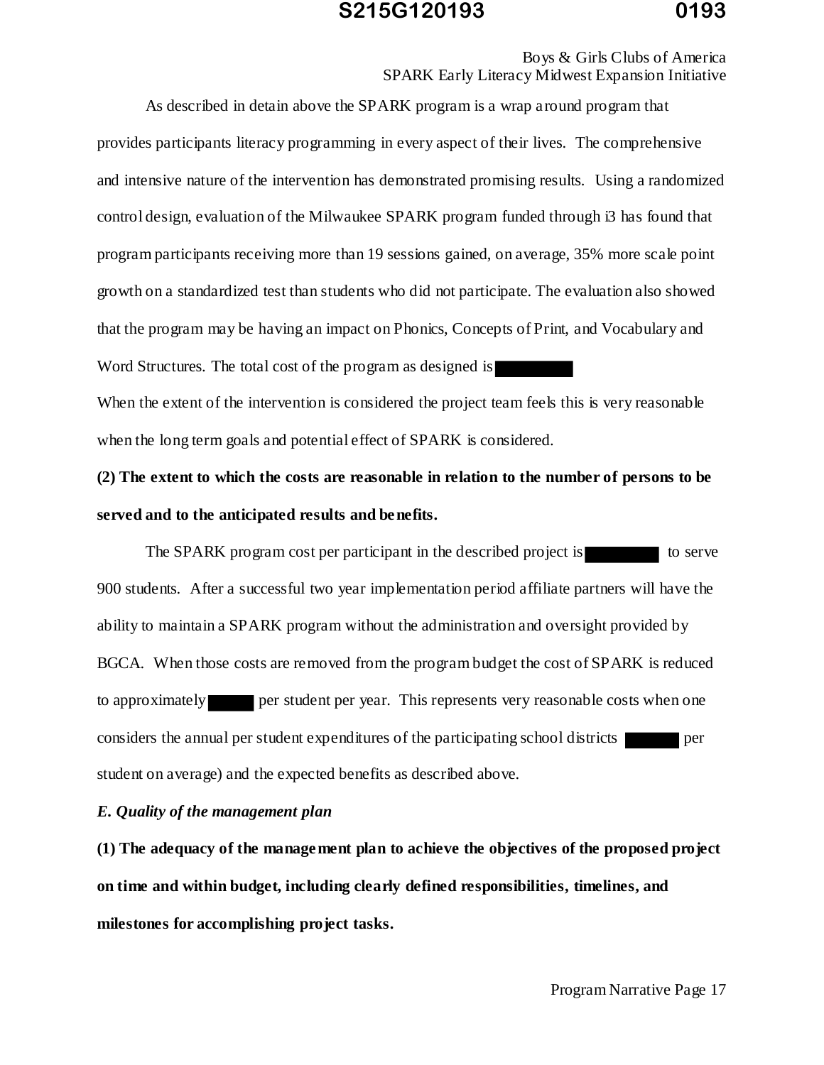As described in detain above the SPARK program is a wrap around program that provides participants literacy programming in every aspect of their lives. The comprehensive and intensive nature of the intervention has demonstrated promising results. Using a randomized control design, evaluation of the Milwaukee SPARK program funded through i3 has found that program participants receiving more than 19 sessions gained, on average, 35% more scale point growth on a standardized test than students who did not participate. The evaluation also showed that the program may be having an impact on Phonics, Concepts of Print, and Vocabulary and Word Structures. The total cost of the program as designed is

When the extent of the intervention is considered the project team feels this is very reasonable when the long term goals and potential effect of SPARK is considered.

**(2) The extent to which the costs are reasonable in relation to the number of persons to be served and to the anticipated results and benefits.**

The SPARK program cost per participant in the described project is to serve 900 students. After a successful two year implementation period affiliate partners will have the ability to maintain a SPARK program without the administration and oversight provided by BGCA. When those costs are removed from the program budget the cost of SPARK is reduced to approximately per student per year. This represents very reasonable costs when one considers the annual per student expenditures of the participating school districts per student on average) and the expected benefits as described above.

***E. Quality of the management plan***

**(1) The adequacy of the management plan to achieve the objectives of the proposed project on time and within budget, including clearly defined responsibilities, timelines, and milestones for accomplishing project tasks.**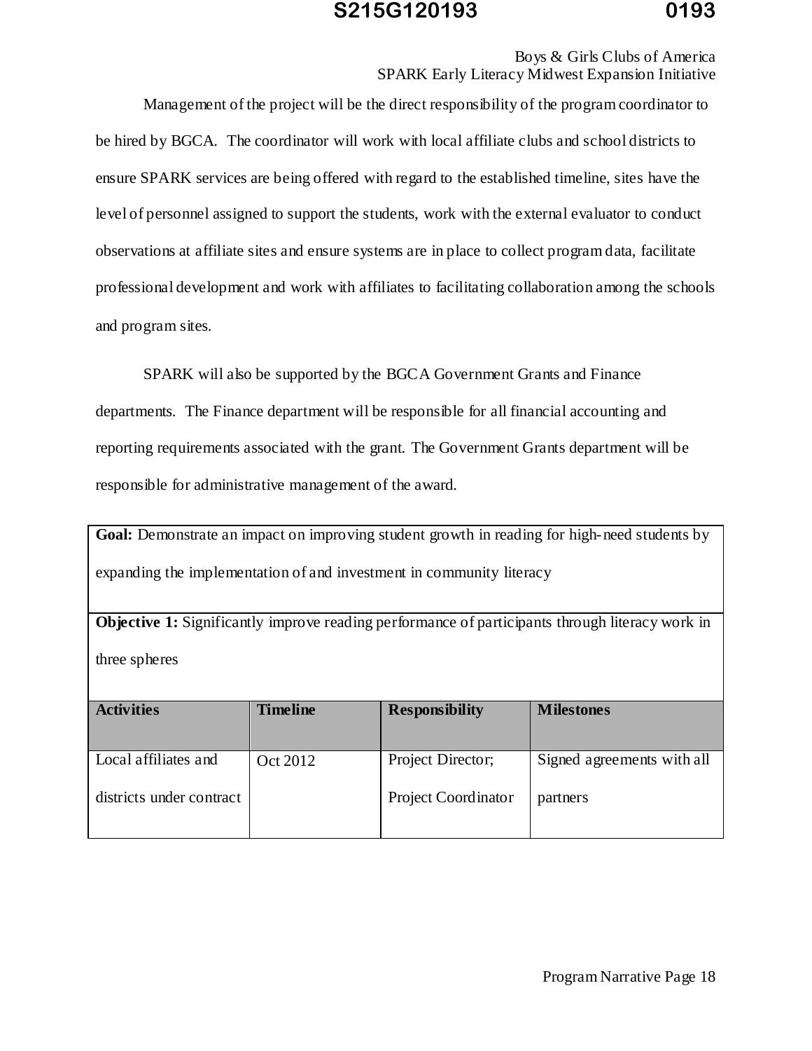Management of the project will be the direct responsibility of the program coordinator to be hired by BGCA. The coordinator will work with local affiliate clubs and school districts to ensure SPARK services are being offered with regard to the established timeline, sites have the level of personnel assigned to support the students, work with the external evaluator to conduct observations at affiliate sites and ensure systems are in place to collect program data, facilitate professional development and work with affiliates to facilitating collaboration among the schools and program sites.

SPARK will also be supported by the BGCA Government Grants and Finance departments. The Finance department will be responsible for all financial accounting and reporting requirements associated with the grant. The Government Grants department will be responsible for administrative management of the award.

| **Goal:** Demonstrate an impact on improving student growth in reading for high-need students by expanding the implementation of and investment in community literacy | | | |
|---|---|---|---|
| **Objective 1:** Significantly improve reading performance of participants through literacy work in three spheres | | | |
| **Activities** | **Timeline** | **Responsibility** | **Milestones** |
| Local affiliates and districts under contract | Oct 2012 | Project Director; Project Coordinator | Signed agreements with all partners |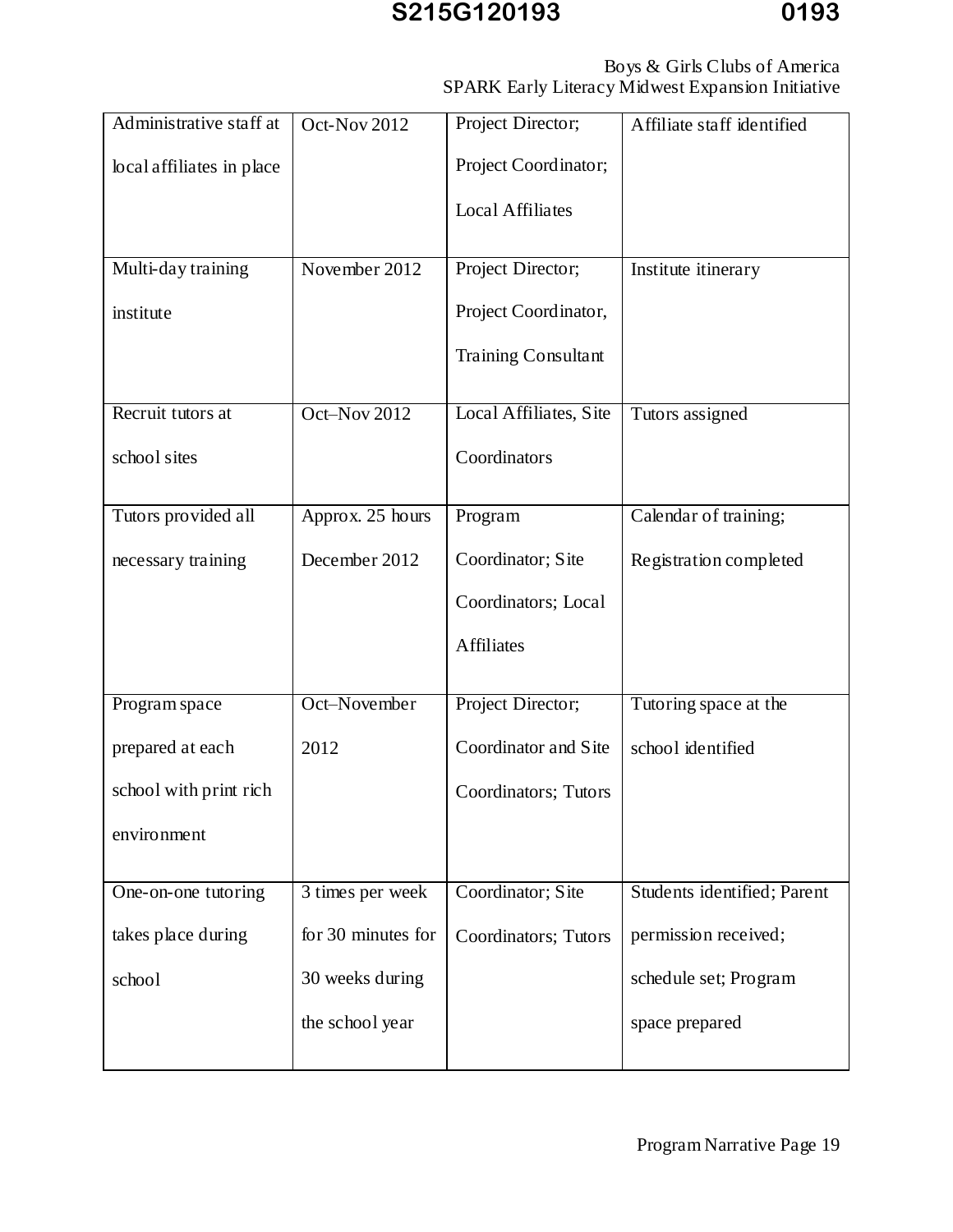| | | | |
|---|---|---|---|
| Administrative staff at local affiliates in place | Oct-Nov 2012 | Project Director; Project Coordinator; Local Affiliates | Affiliate staff identified |
| Multi-day training institute | November 2012 | Project Director; Project Coordinator, Training Consultant | Institute itinerary |
| Recruit tutors at school sites | Oct–Nov 2012 | Local Affiliates, Site Coordinators | Tutors assigned |
| Tutors provided all necessary training | Approx. 25 hours December 2012 | Program Coordinator; Site Coordinators; Local Affiliates | Calendar of training; Registration completed |
| Program space prepared at each school with print rich environment | Oct–November 2012 | Project Director; Coordinator and Site Coordinators; Tutors | Tutoring space at the school identified |
| One-on-one tutoring takes place during school | 3 times per week for 30 minutes for 30 weeks during the school year | Coordinator; Site Coordinators; Tutors | Students identified; Parent permission received; schedule set; Program space prepared |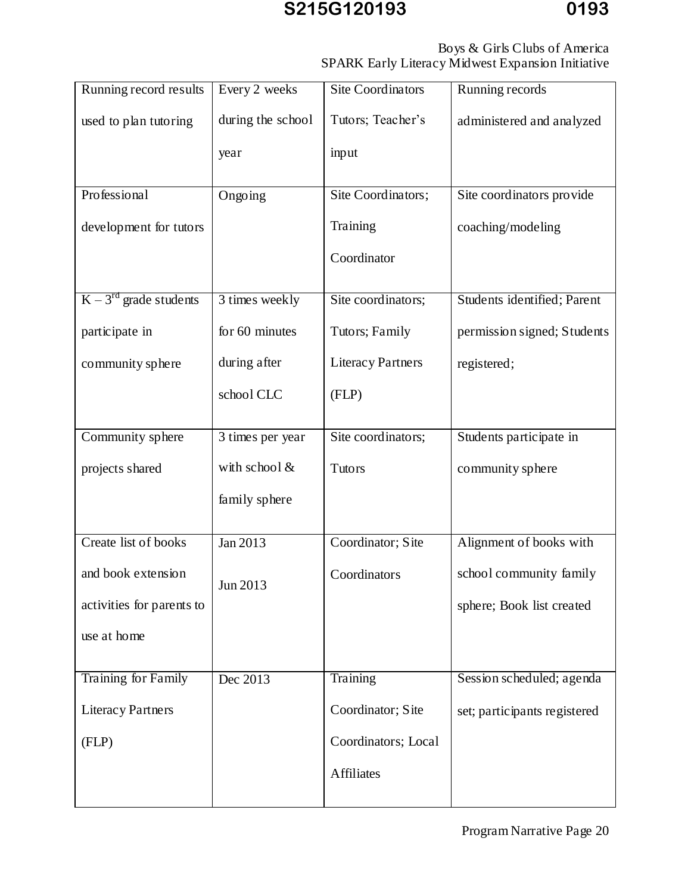| | | | |
|---|---|---|---|
| Running record results used to plan tutoring | Every 2 weeks during the school year | Site Coordinators Tutors; Teacher's input | Running records administered and analyzed |
| Professional development for tutors | Ongoing | Site Coordinators; Training Coordinator | Site coordinators provide coaching/modeling |
| K – 3rd grade students participate in community sphere | 3 times weekly for 60 minutes during after school CLC | Site coordinators; Tutors; Family Literacy Partners (FLP) | Students identified; Parent permission signed; Students registered; |
| Community sphere projects shared | 3 times per year with school & family sphere | Site coordinators; Tutors | Students participate in community sphere |
| Create list of books and book extension activities for parents to use at home | Jan 2013 Jun 2013 | Coordinator; Site Coordinators | Alignment of books with school community family sphere; Book list created |
| Training for Family Literacy Partners (FLP) | Dec 2013 | Training Coordinator; Site Coordinators; Local Affiliates | Session scheduled; agenda set; participants registered |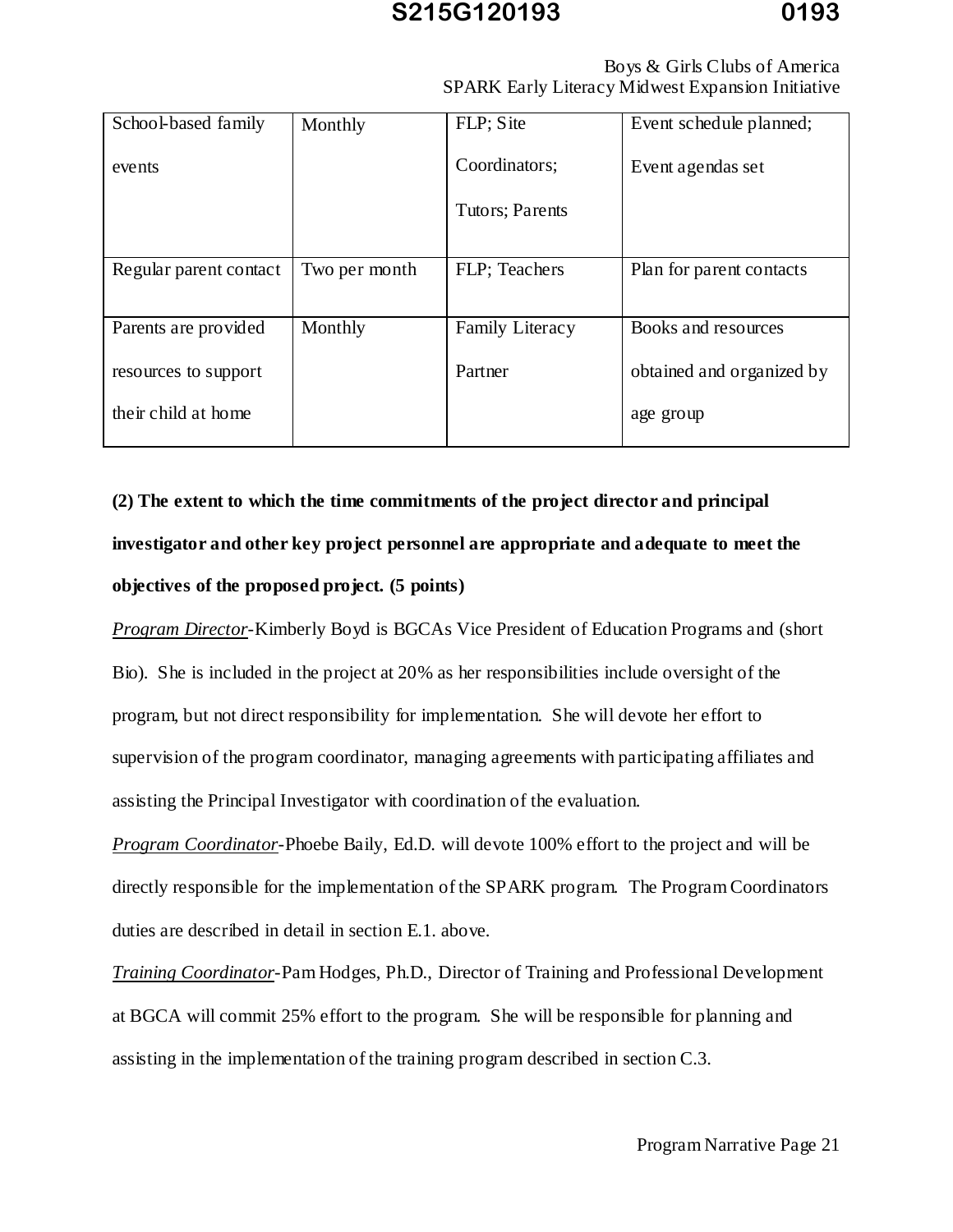| | | | |
|---|---|---|---|
| School-based family events | Monthly | FLP; Site Coordinators; Tutors; Parents | Event schedule planned; Event agendas set |
| Regular parent contact | Two per month | FLP; Teachers | Plan for parent contacts |
| Parents are provided resources to support their child at home | Monthly | Family Literacy Partner | Books and resources obtained and organized by age group |

**(2) The extent to which the time commitments of the project director and principal investigator and other key project personnel are appropriate and adequate to meet the objectives of the proposed project. (5 points)**

*Program Director*-Kimberly Boyd is BGCAs Vice President of Education Programs and (short Bio). She is included in the project at 20% as her responsibilities include oversight of the program, but not direct responsibility for implementation. She will devote her effort to supervision of the program coordinator, managing agreements with participating affiliates and assisting the Principal Investigator with coordination of the evaluation.

*Program Coordinator*-Phoebe Baily, Ed.D. will devote 100% effort to the project and will be directly responsible for the implementation of the SPARK program. The Program Coordinators duties are described in detail in section E.1. above.

*Training Coordinator*-Pam Hodges, Ph.D., Director of Training and Professional Development at BGCA will commit 25% effort to the program. She will be responsible for planning and assisting in the implementation of the training program described in section C.3.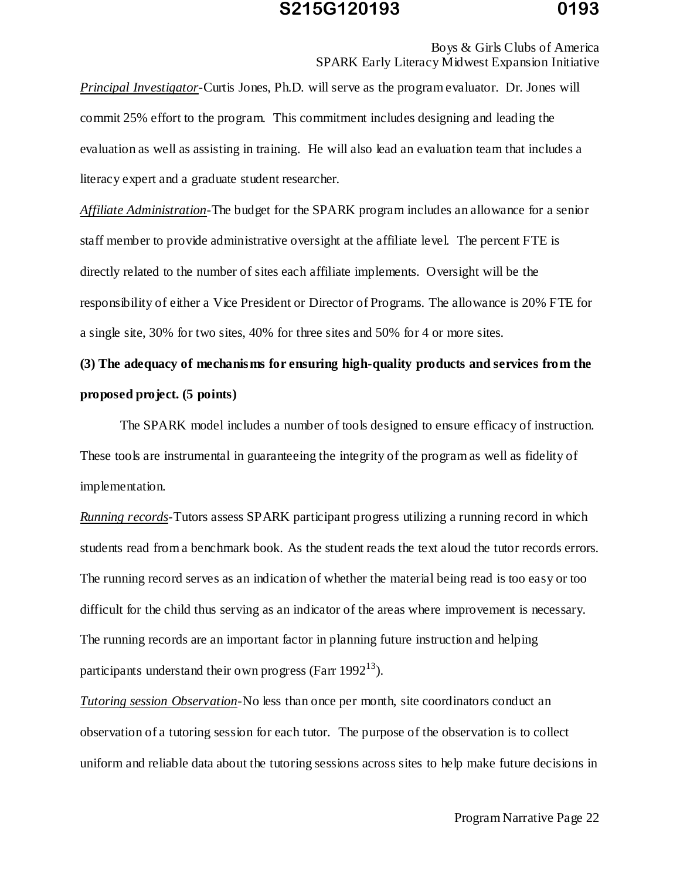*Principal Investigator*-Curtis Jones, Ph.D. will serve as the program evaluator. Dr. Jones will commit 25% effort to the program. This commitment includes designing and leading the evaluation as well as assisting in training. He will also lead an evaluation team that includes a literacy expert and a graduate student researcher.

*Affiliate Administration*-The budget for the SPARK program includes an allowance for a senior staff member to provide administrative oversight at the affiliate level. The percent FTE is directly related to the number of sites each affiliate implements. Oversight will be the responsibility of either a Vice President or Director of Programs. The allowance is 20% FTE for a single site, 30% for two sites, 40% for three sites and 50% for 4 or more sites.

**(3) The adequacy of mechanisms for ensuring high-quality products and services from the proposed project. (5 points)**

The SPARK model includes a number of tools designed to ensure efficacy of instruction. These tools are instrumental in guaranteeing the integrity of the program as well as fidelity of implementation.

*Running records*-Tutors assess SPARK participant progress utilizing a running record in which students read from a benchmark book. As the student reads the text aloud the tutor records errors. The running record serves as an indication of whether the material being read is too easy or too difficult for the child thus serving as an indicator of the areas where improvement is necessary. The running records are an important factor in planning future instruction and helping participants understand their own progress (Farr 1992[13]).

*Tutoring session Observation*-No less than once per month, site coordinators conduct an observation of a tutoring session for each tutor. The purpose of the observation is to collect uniform and reliable data about the tutoring sessions across sites to help make future decisions in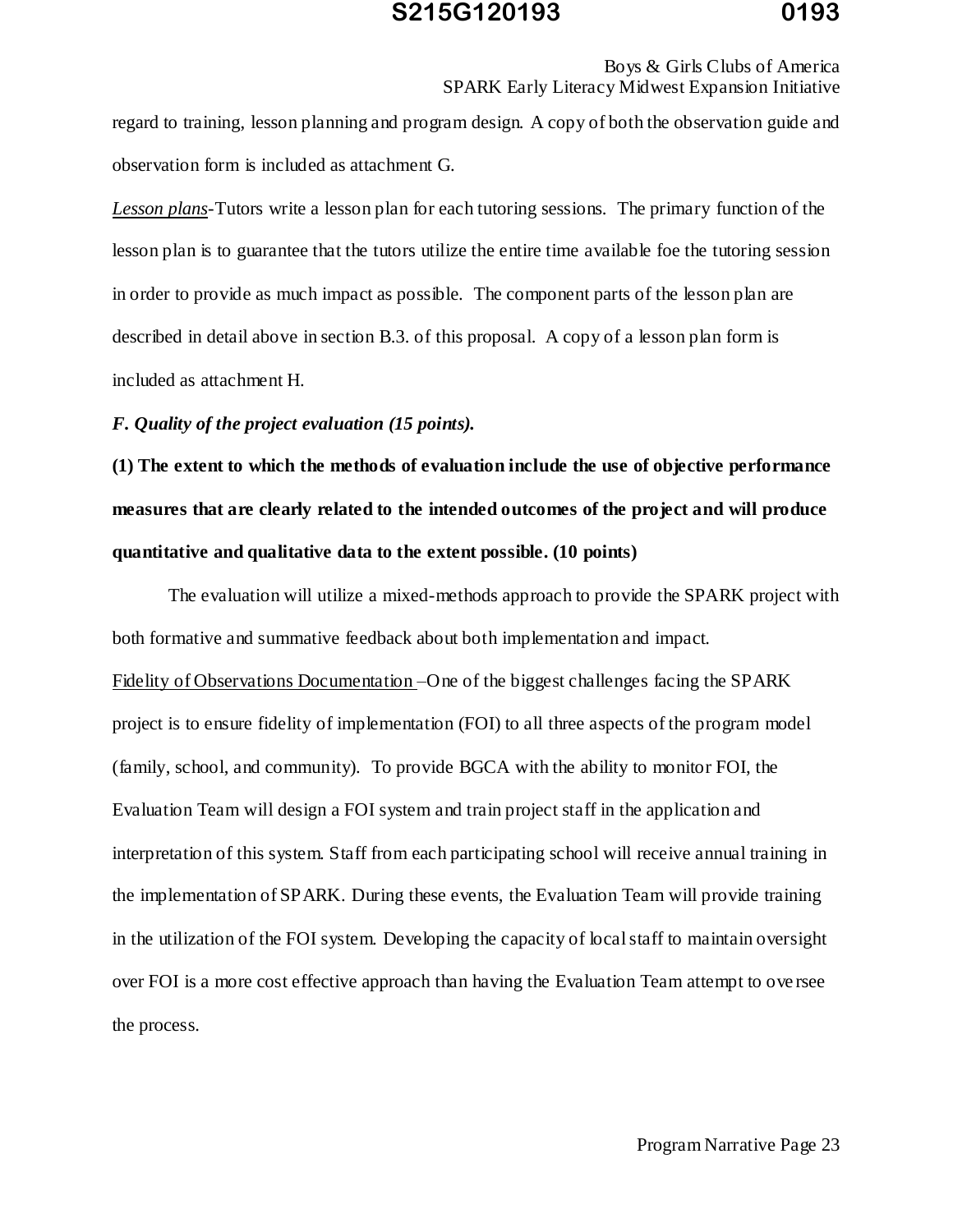regard to training, lesson planning and program design. A copy of both the observation guide and observation form is included as attachment G.

*__Lesson plans__*-Tutors write a lesson plan for each tutoring sessions. The primary function of the lesson plan is to guarantee that the tutors utilize the entire time available foe the tutoring session in order to provide as much impact as possible. The component parts of the lesson plan are described in detail above in section B.3. of this proposal. A copy of a lesson plan form is included as attachment H.

***F. Quality of the project evaluation (15 points).***

**(1) The extent to which the methods of evaluation include the use of objective performance measures that are clearly related to the intended outcomes of the project and will produce quantitative and qualitative data to the extent possible. (10 points)**

The evaluation will utilize a mixed-methods approach to provide the SPARK project with both formative and summative feedback about both implementation and impact.

__Fidelity of Observations Documentation__ –One of the biggest challenges facing the SPARK project is to ensure fidelity of implementation (FOI) to all three aspects of the program model (family, school, and community). To provide BGCA with the ability to monitor FOI, the Evaluation Team will design a FOI system and train project staff in the application and interpretation of this system. Staff from each participating school will receive annual training in the implementation of SPARK. During these events, the Evaluation Team will provide training in the utilization of the FOI system. Developing the capacity of local staff to maintain oversight over FOI is a more cost effective approach than having the Evaluation Team attempt to oversee the process.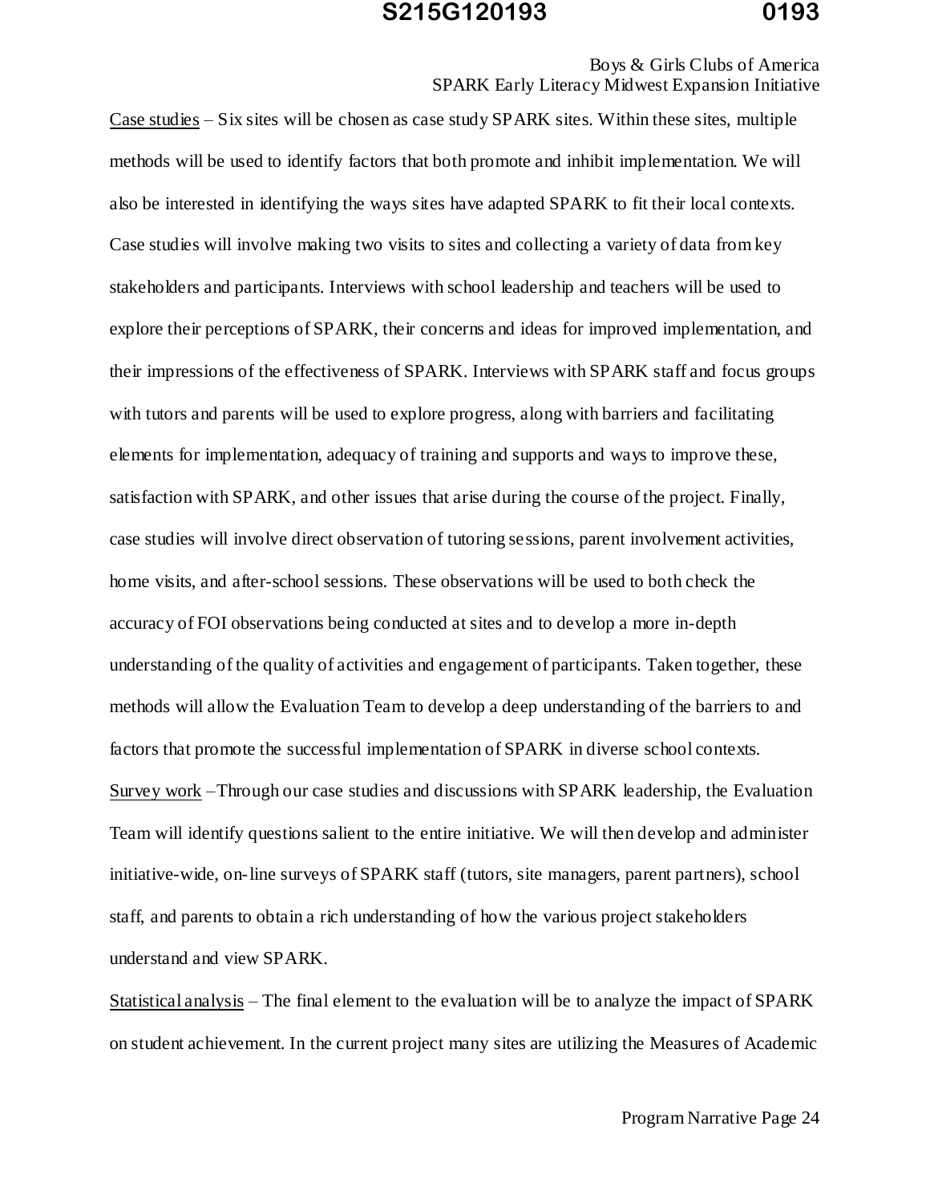<u>Case studies</u> – Six sites will be chosen as case study SPARK sites. Within these sites, multiple methods will be used to identify factors that both promote and inhibit implementation. We will also be interested in identifying the ways sites have adapted SPARK to fit their local contexts. Case studies will involve making two visits to sites and collecting a variety of data from key stakeholders and participants. Interviews with school leadership and teachers will be used to explore their perceptions of SPARK, their concerns and ideas for improved implementation, and their impressions of the effectiveness of SPARK. Interviews with SPARK staff and focus groups with tutors and parents will be used to explore progress, along with barriers and facilitating elements for implementation, adequacy of training and supports and ways to improve these, satisfaction with SPARK, and other issues that arise during the course of the project. Finally, case studies will involve direct observation of tutoring sessions, parent involvement activities, home visits, and after-school sessions. These observations will be used to both check the accuracy of FOI observations being conducted at sites and to develop a more in-depth understanding of the quality of activities and engagement of participants. Taken together, these methods will allow the Evaluation Team to develop a deep understanding of the barriers to and factors that promote the successful implementation of SPARK in diverse school contexts.

<u>Survey work</u> –Through our case studies and discussions with SPARK leadership, the Evaluation Team will identify questions salient to the entire initiative. We will then develop and administer initiative-wide, on-line surveys of SPARK staff (tutors, site managers, parent partners), school staff, and parents to obtain a rich understanding of how the various project stakeholders understand and view SPARK.

<u>Statistical analysis</u> – The final element to the evaluation will be to analyze the impact of SPARK on student achievement. In the current project many sites are utilizing the Measures of Academic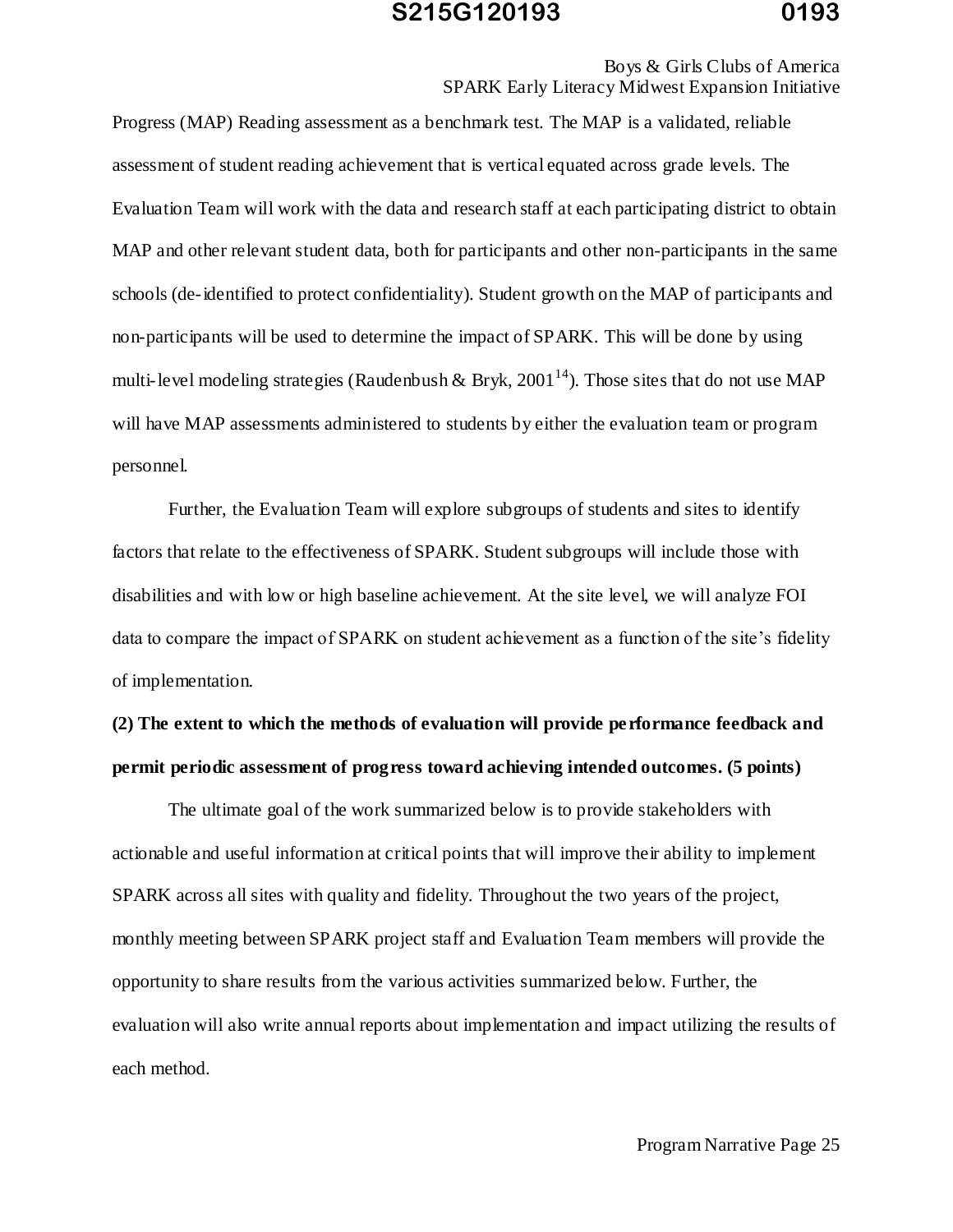Progress (MAP) Reading assessment as a benchmark test. The MAP is a validated, reliable assessment of student reading achievement that is vertical equated across grade levels. The Evaluation Team will work with the data and research staff at each participating district to obtain MAP and other relevant student data, both for participants and other non-participants in the same schools (de-identified to protect confidentiality). Student growth on the MAP of participants and non-participants will be used to determine the impact of SPARK. This will be done by using multi-level modeling strategies (Raudenbush & Bryk, 2001[14]). Those sites that do not use MAP will have MAP assessments administered to students by either the evaluation team or program personnel.

Further, the Evaluation Team will explore subgroups of students and sites to identify factors that relate to the effectiveness of SPARK. Student subgroups will include those with disabilities and with low or high baseline achievement. At the site level, we will analyze FOI data to compare the impact of SPARK on student achievement as a function of the site's fidelity of implementation.

**(2) The extent to which the methods of evaluation will provide performance feedback and permit periodic assessment of progress toward achieving intended outcomes. (5 points)**

The ultimate goal of the work summarized below is to provide stakeholders with actionable and useful information at critical points that will improve their ability to implement SPARK across all sites with quality and fidelity. Throughout the two years of the project, monthly meeting between SPARK project staff and Evaluation Team members will provide the opportunity to share results from the various activities summarized below. Further, the evaluation will also write annual reports about implementation and impact utilizing the results of each method.